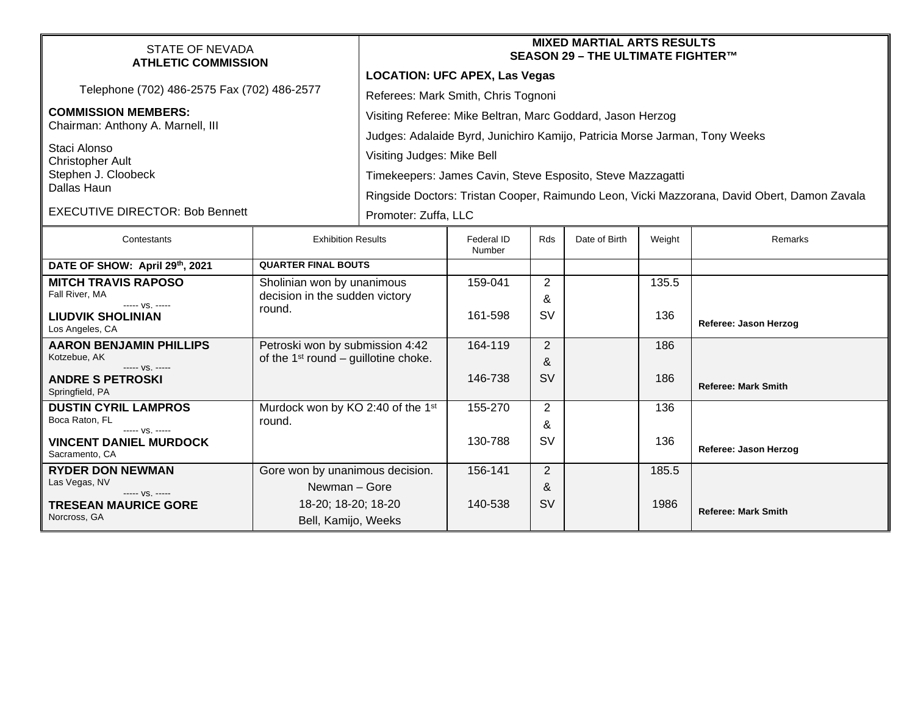STATE OF NEVADA
**ATHLETIC COMMISSION**

Telephone (702) 486-2575 Fax (702) 486-2577

**COMMISSION MEMBERS:**
Chairman: Anthony A. Marnell, III

Staci Alonso
Christopher Ault
Stephen J. Cloobeck
Dallas Haun

EXECUTIVE DIRECTOR: Bob Bennett

**MIXED MARTIAL ARTS RESULTS**
**SEASON 29 – THE ULTIMATE FIGHTER™**

**LOCATION: UFC APEX, Las Vegas**

Referees: Mark Smith, Chris Tognoni

Visiting Referee: Mike Beltran, Marc Goddard, Jason Herzog

Judges: Adalaide Byrd, Junichiro Kamijo, Patricia Morse Jarman, Tony Weeks

Visiting Judges: Mike Bell

Timekeepers: James Cavin, Steve Esposito, Steve Mazzagatti

Ringside Doctors: Tristan Cooper, Raimundo Leon, Vicki Mazzorana, David Obert, Damon Zavala

Promoter: Zuffa, LLC

| Contestants | Exhibition Results | Federal ID Number | Rds | Date of Birth | Weight | Remarks |
|---|---|---|---|---|---|---|
| **DATE OF SHOW: April 29th, 2021** | **QUARTER FINAL BOUTS** | | | | | |
| **MITCH TRAVIS RAPOSO** Fall River, MA ----- vs. ----- **LIUDVIK SHOLINIAN** Los Angeles, CA | Sholinian won by unanimous decision in the sudden victory round. | 159-041 / 161-598 | 2 & SV | | 135.5 / 136 | **Referee: Jason Herzog** |
| **AARON BENJAMIN PHILLIPS** Kotzebue, AK ----- vs. ----- **ANDRE S PETROSKI** Springfield, PA | Petroski won by submission 4:42 of the 1st round – guillotine choke. | 164-119 / 146-738 | 2 & SV | | 186 / 186 | **Referee: Mark Smith** |
| **DUSTIN CYRIL LAMPROS** Boca Raton, FL ----- vs. ----- **VINCENT DANIEL MURDOCK** Sacramento, CA | Murdock won by KO 2:40 of the 1st round. | 155-270 / 130-788 | 2 & SV | | 136 / 136 | **Referee: Jason Herzog** |
| **RYDER DON NEWMAN** Las Vegas, NV ----- vs. ----- **TRESEAN MAURICE GORE** Norcross, GA | Gore won by unanimous decision. Newman – Gore 18-20; 18-20; 18-20 Bell, Kamijo, Weeks | 156-141 / 140-538 | 2 & SV | | 185.5 / 1986 | **Referee: Mark Smith** |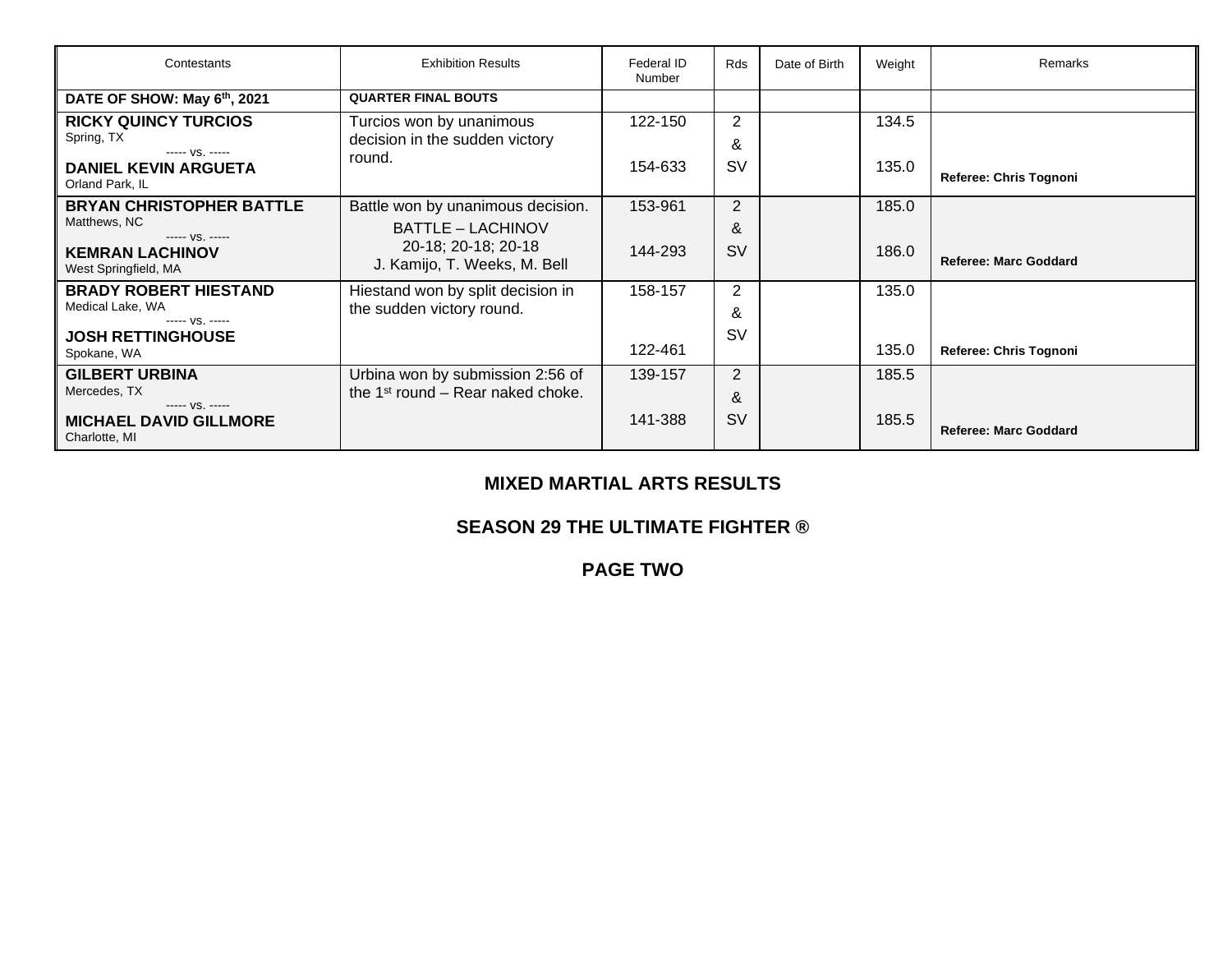| Contestants | Exhibition Results | Federal ID Number | Rds | Date of Birth | Weight | Remarks |
|---|---|---|---|---|---|---|
| **DATE OF SHOW: May 6th, 2021** | **QUARTER FINAL BOUTS** | | | | | |
| **RICKY QUINCY TURCIOS**<br>Spring, TX<br>----- vs. -----<br>**DANIEL KEVIN ARGUETA**<br>Orland Park, IL | Turcios won by unanimous decision in the sudden victory round. | 122-150<br><br>154-633 | 2<br>&<br>SV | | 134.5<br><br>135.0 | **Referee: Chris Tognoni** |
| **BRYAN CHRISTOPHER BATTLE**<br>Matthews, NC<br>----- vs. -----<br>**KEMRAN LACHINOV**<br>West Springfield, MA | Battle won by unanimous decision.<br>BATTLE – LACHINOV<br>20-18; 20-18; 20-18<br>J. Kamijo, T. Weeks, M. Bell | 153-961<br><br>144-293 | 2<br>&<br>SV | | 185.0<br><br>186.0 | **Referee: Marc Goddard** |
| **BRADY ROBERT HIESTAND**<br>Medical Lake, WA<br>----- vs. -----<br>**JOSH RETTINGHOUSE**<br>Spokane, WA | Hiestand won by split decision in the sudden victory round. | 158-157<br><br>122-461 | 2<br>&<br>SV | | 135.0<br><br>135.0 | **Referee: Chris Tognoni** |
| **GILBERT URBINA**<br>Mercedes, TX<br>----- vs. -----<br>**MICHAEL DAVID GILLMORE**<br>Charlotte, MI | Urbina won by submission 2:56 of the 1st round – Rear naked choke. | 139-157<br><br>141-388 | 2<br>&<br>SV | | 185.5<br><br>185.5 | **Referee: Marc Goddard** |

**MIXED MARTIAL ARTS RESULTS**

**SEASON 29 THE ULTIMATE FIGHTER ®**

**PAGE TWO**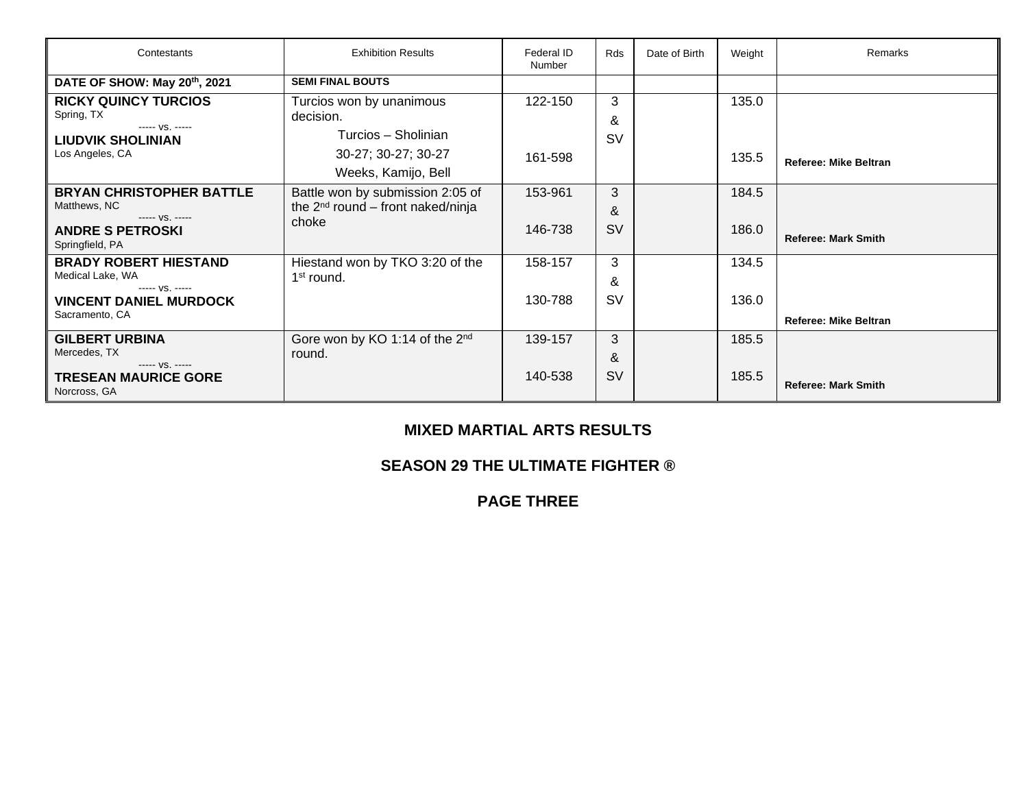| Contestants | Exhibition Results | Federal ID Number | Rds | Date of Birth | Weight | Remarks |
|---|---|---|---|---|---|---|
| **DATE OF SHOW: May 20th, 2021** | **SEMI FINAL BOUTS** | | | | | |
| **RICKY QUINCY TURCIOS** Spring, TX ----- vs. ----- **LIUDVIK SHOLINIAN** Los Angeles, CA | Turcios won by unanimous decision. Turcios – Sholinian 30-27; 30-27; 30-27 Weeks, Kamijo, Bell | 122-150 161-598 | 3 & SV | | 135.0 135.5 | **Referee: Mike Beltran** |
| **BRYAN CHRISTOPHER BATTLE** Matthews, NC ----- vs. ----- **ANDRE S PETROSKI** Springfield, PA | Battle won by submission 2:05 of the 2nd round – front naked/ninja choke | 153-961 146-738 | 3 & SV | | 184.5 186.0 | **Referee: Mark Smith** |
| **BRADY ROBERT HIESTAND** Medical Lake, WA ----- vs. ----- **VINCENT DANIEL MURDOCK** Sacramento, CA | Hiestand won by TKO 3:20 of the 1st round. | 158-157 130-788 | 3 & SV | | 134.5 136.0 | **Referee: Mike Beltran** |
| **GILBERT URBINA** Mercedes, TX ----- vs. ----- **TRESEAN MAURICE GORE** Norcross, GA | Gore won by KO 1:14 of the 2nd round. | 139-157 140-538 | 3 & SV | | 185.5 185.5 | **Referee: Mark Smith** |

**MIXED MARTIAL ARTS RESULTS**

**SEASON 29 THE ULTIMATE FIGHTER ®**

**PAGE THREE**